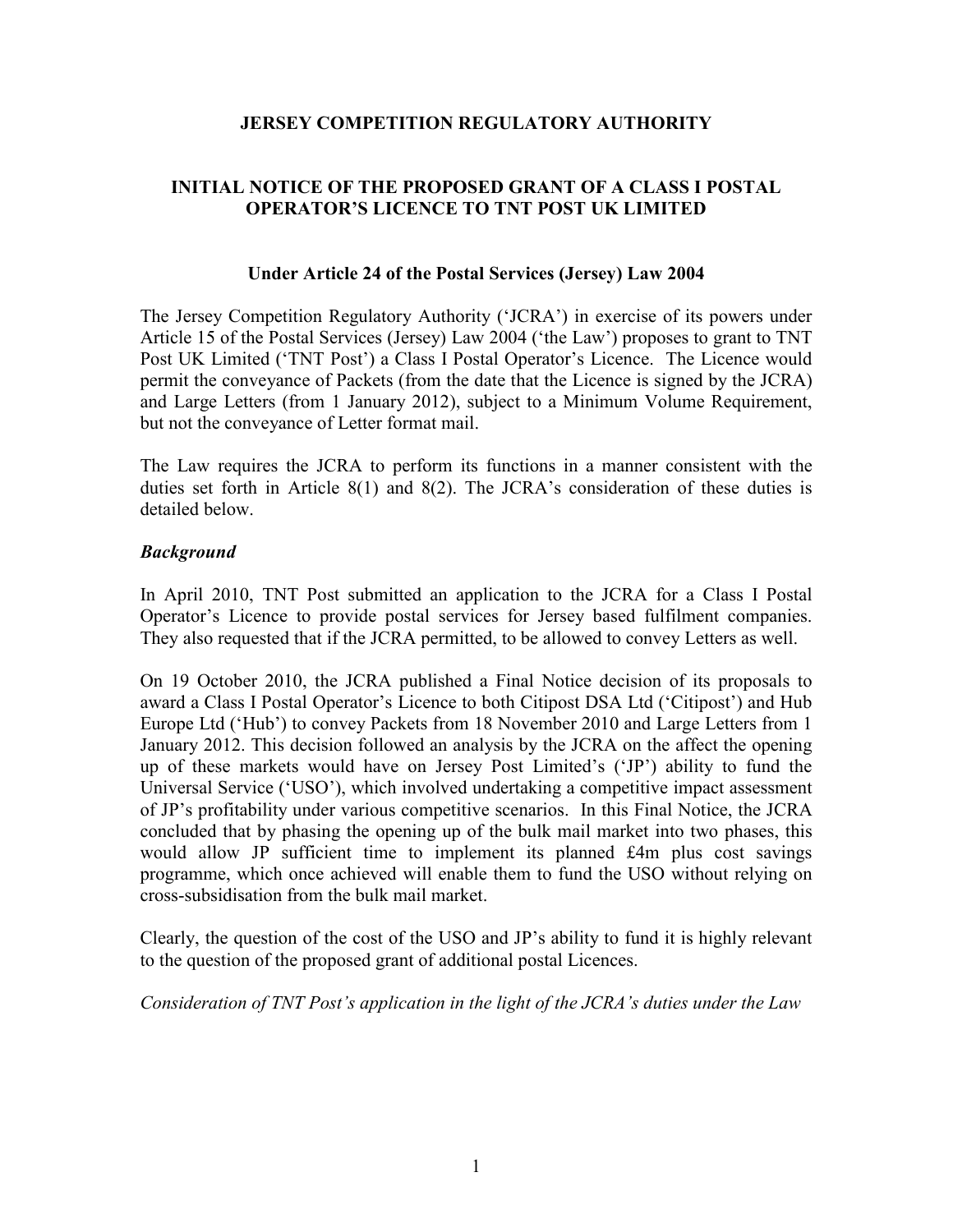# JERSEY COMPETITION REGULATORY AUTHORITY

## INITIAL NOTICE OF THE PROPOSED GRANT OF A CLASS I POSTAL OPERATOR'S LICENCE TO TNT POST UK LIMITED

### Under Article 24 of the Postal Services (Jersey) Law 2004

The Jersey Competition Regulatory Authority ('JCRA') in exercise of its powers under Article 15 of the Postal Services (Jersey) Law 2004 ('the Law') proposes to grant to TNT Post UK Limited ('TNT Post') a Class I Postal Operator's Licence. The Licence would permit the conveyance of Packets (from the date that the Licence is signed by the JCRA) and Large Letters (from 1 January 2012), subject to a Minimum Volume Requirement, but not the conveyance of Letter format mail.

The Law requires the JCRA to perform its functions in a manner consistent with the duties set forth in Article 8(1) and 8(2). The JCRA's consideration of these duties is detailed below.

***Background***

In April 2010, TNT Post submitted an application to the JCRA for a Class I Postal Operator's Licence to provide postal services for Jersey based fulfilment companies. They also requested that if the JCRA permitted, to be allowed to convey Letters as well.

On 19 October 2010, the JCRA published a Final Notice decision of its proposals to award a Class I Postal Operator's Licence to both Citipost DSA Ltd ('Citipost') and Hub Europe Ltd ('Hub') to convey Packets from 18 November 2010 and Large Letters from 1 January 2012. This decision followed an analysis by the JCRA on the affect the opening up of these markets would have on Jersey Post Limited's ('JP') ability to fund the Universal Service ('USO'), which involved undertaking a competitive impact assessment of JP's profitability under various competitive scenarios. In this Final Notice, the JCRA concluded that by phasing the opening up of the bulk mail market into two phases, this would allow JP sufficient time to implement its planned £4m plus cost savings programme, which once achieved will enable them to fund the USO without relying on cross-subsidisation from the bulk mail market.

Clearly, the question of the cost of the USO and JP's ability to fund it is highly relevant to the question of the proposed grant of additional postal Licences.

*Consideration of TNT Post's application in the light of the JCRA's duties under the Law*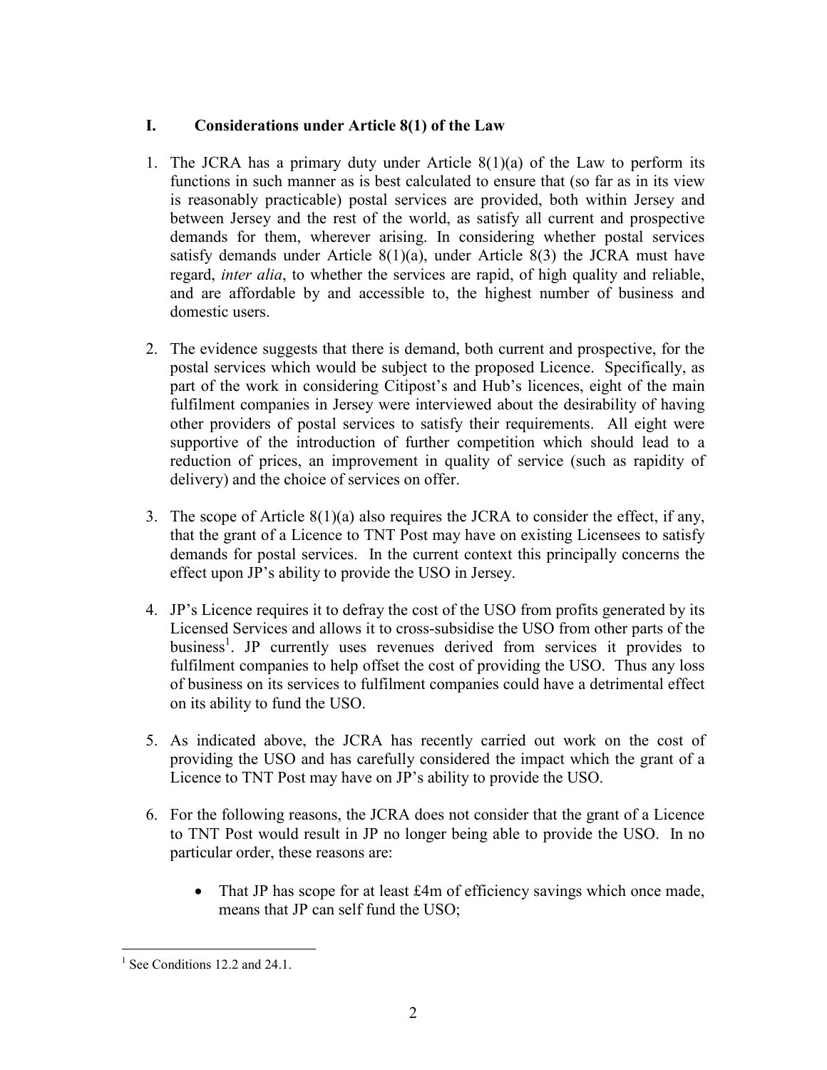## I. Considerations under Article 8(1) of the Law

1. The JCRA has a primary duty under Article 8(1)(a) of the Law to perform its functions in such manner as is best calculated to ensure that (so far as in its view is reasonably practicable) postal services are provided, both within Jersey and between Jersey and the rest of the world, as satisfy all current and prospective demands for them, wherever arising. In considering whether postal services satisfy demands under Article 8(1)(a), under Article 8(3) the JCRA must have regard, *inter alia*, to whether the services are rapid, of high quality and reliable, and are affordable by and accessible to, the highest number of business and domestic users.

2. The evidence suggests that there is demand, both current and prospective, for the postal services which would be subject to the proposed Licence. Specifically, as part of the work in considering Citipost's and Hub's licences, eight of the main fulfilment companies in Jersey were interviewed about the desirability of having other providers of postal services to satisfy their requirements. All eight were supportive of the introduction of further competition which should lead to a reduction of prices, an improvement in quality of service (such as rapidity of delivery) and the choice of services on offer.

3. The scope of Article 8(1)(a) also requires the JCRA to consider the effect, if any, that the grant of a Licence to TNT Post may have on existing Licensees to satisfy demands for postal services. In the current context this principally concerns the effect upon JP's ability to provide the USO in Jersey.

4. JP's Licence requires it to defray the cost of the USO from profits generated by its Licensed Services and allows it to cross-subsidise the USO from other parts of the business[1]. JP currently uses revenues derived from services it provides to fulfilment companies to help offset the cost of providing the USO. Thus any loss of business on its services to fulfilment companies could have a detrimental effect on its ability to fund the USO.

5. As indicated above, the JCRA has recently carried out work on the cost of providing the USO and has carefully considered the impact which the grant of a Licence to TNT Post may have on JP's ability to provide the USO.

6. For the following reasons, the JCRA does not consider that the grant of a Licence to TNT Post would result in JP no longer being able to provide the USO. In no particular order, these reasons are:

    - That JP has scope for at least £4m of efficiency savings which once made, means that JP can self fund the USO;

[1] See Conditions 12.2 and 24.1.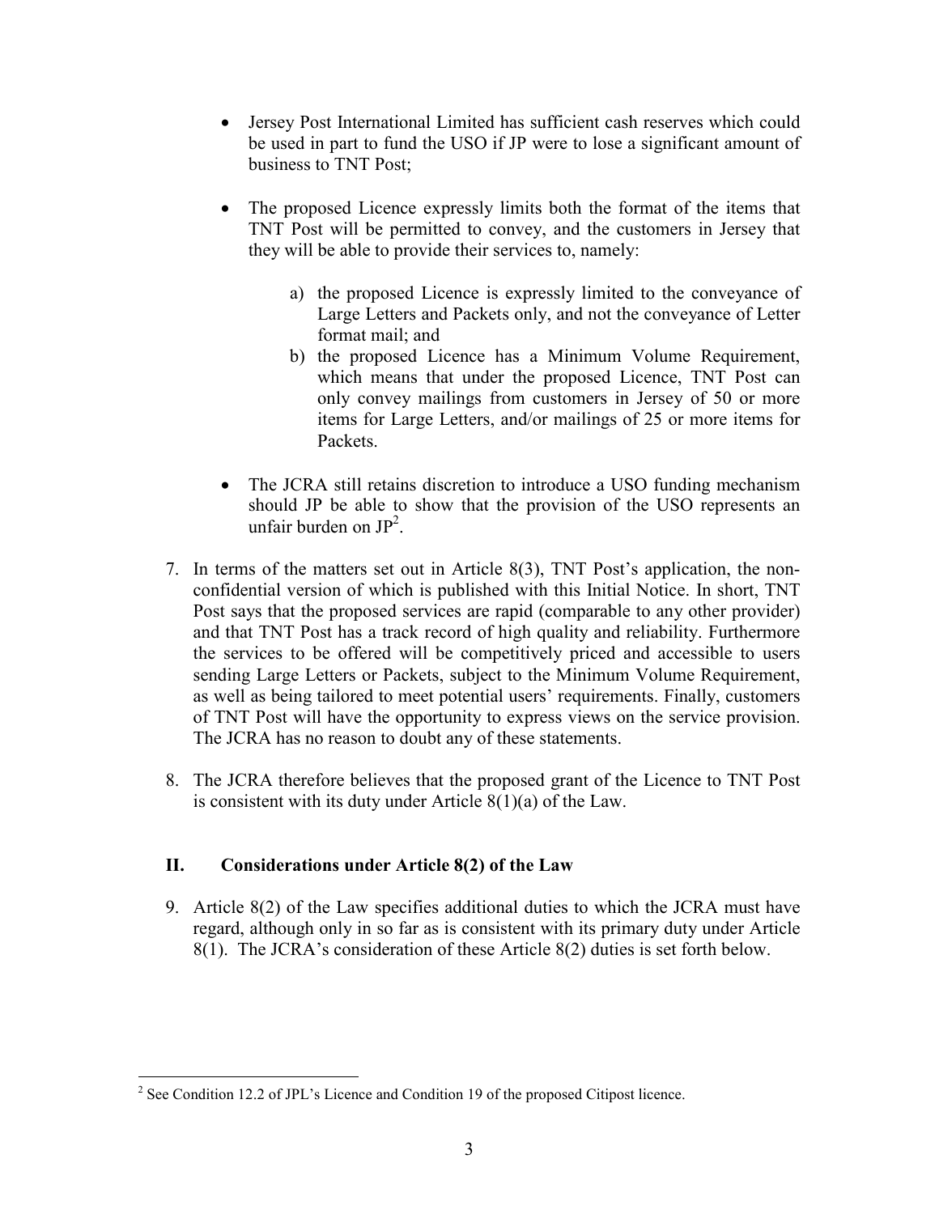- Jersey Post International Limited has sufficient cash reserves which could be used in part to fund the USO if JP were to lose a significant amount of business to TNT Post;

- The proposed Licence expressly limits both the format of the items that TNT Post will be permitted to convey, and the customers in Jersey that they will be able to provide their services to, namely:

  a) the proposed Licence is expressly limited to the conveyance of Large Letters and Packets only, and not the conveyance of Letter format mail; and
  b) the proposed Licence has a Minimum Volume Requirement, which means that under the proposed Licence, TNT Post can only convey mailings from customers in Jersey of 50 or more items for Large Letters, and/or mailings of 25 or more items for Packets.

- The JCRA still retains discretion to introduce a USO funding mechanism should JP be able to show that the provision of the USO represents an unfair burden on JP[2].

7. In terms of the matters set out in Article 8(3), TNT Post's application, the non-confidential version of which is published with this Initial Notice. In short, TNT Post says that the proposed services are rapid (comparable to any other provider) and that TNT Post has a track record of high quality and reliability. Furthermore the services to be offered will be competitively priced and accessible to users sending Large Letters or Packets, subject to the Minimum Volume Requirement, as well as being tailored to meet potential users' requirements. Finally, customers of TNT Post will have the opportunity to express views on the service provision. The JCRA has no reason to doubt any of these statements.

8. The JCRA therefore believes that the proposed grant of the Licence to TNT Post is consistent with its duty under Article 8(1)(a) of the Law.

## II. Considerations under Article 8(2) of the Law

9. Article 8(2) of the Law specifies additional duties to which the JCRA must have regard, although only in so far as is consistent with its primary duty under Article 8(1). The JCRA's consideration of these Article 8(2) duties is set forth below.

---

[2] See Condition 12.2 of JPL's Licence and Condition 19 of the proposed Citipost licence.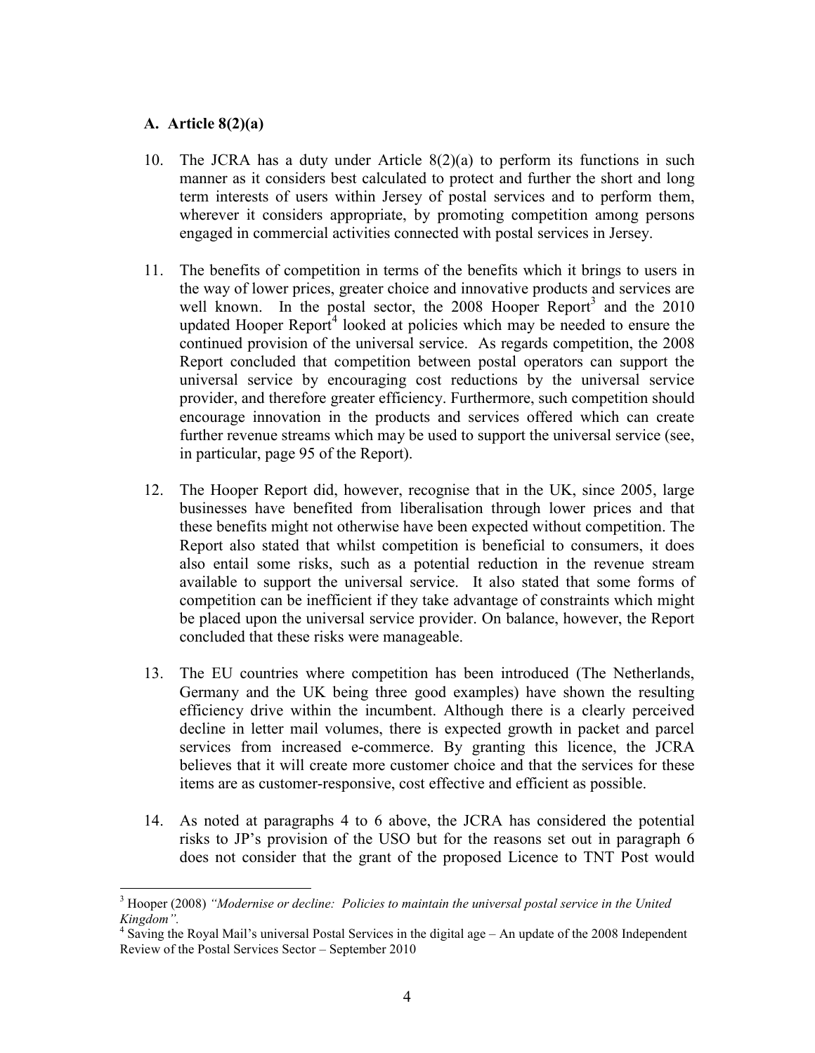## A. Article 8(2)(a)

10. The JCRA has a duty under Article 8(2)(a) to perform its functions in such manner as it considers best calculated to protect and further the short and long term interests of users within Jersey of postal services and to perform them, wherever it considers appropriate, by promoting competition among persons engaged in commercial activities connected with postal services in Jersey.

11. The benefits of competition in terms of the benefits which it brings to users in the way of lower prices, greater choice and innovative products and services are well known. In the postal sector, the 2008 Hooper Report[3] and the 2010 updated Hooper Report[4] looked at policies which may be needed to ensure the continued provision of the universal service. As regards competition, the 2008 Report concluded that competition between postal operators can support the universal service by encouraging cost reductions by the universal service provider, and therefore greater efficiency. Furthermore, such competition should encourage innovation in the products and services offered which can create further revenue streams which may be used to support the universal service (see, in particular, page 95 of the Report).

12. The Hooper Report did, however, recognise that in the UK, since 2005, large businesses have benefited from liberalisation through lower prices and that these benefits might not otherwise have been expected without competition. The Report also stated that whilst competition is beneficial to consumers, it does also entail some risks, such as a potential reduction in the revenue stream available to support the universal service. It also stated that some forms of competition can be inefficient if they take advantage of constraints which might be placed upon the universal service provider. On balance, however, the Report concluded that these risks were manageable.

13. The EU countries where competition has been introduced (The Netherlands, Germany and the UK being three good examples) have shown the resulting efficiency drive within the incumbent. Although there is a clearly perceived decline in letter mail volumes, there is expected growth in packet and parcel services from increased e-commerce. By granting this licence, the JCRA believes that it will create more customer choice and that the services for these items are as customer-responsive, cost effective and efficient as possible.

14. As noted at paragraphs 4 to 6 above, the JCRA has considered the potential risks to JP's provision of the USO but for the reasons set out in paragraph 6 does not consider that the grant of the proposed Licence to TNT Post would

---

[3] Hooper (2008) *"Modernise or decline: Policies to maintain the universal postal service in the United Kingdom".*

[4] Saving the Royal Mail's universal Postal Services in the digital age – An update of the 2008 Independent Review of the Postal Services Sector – September 2010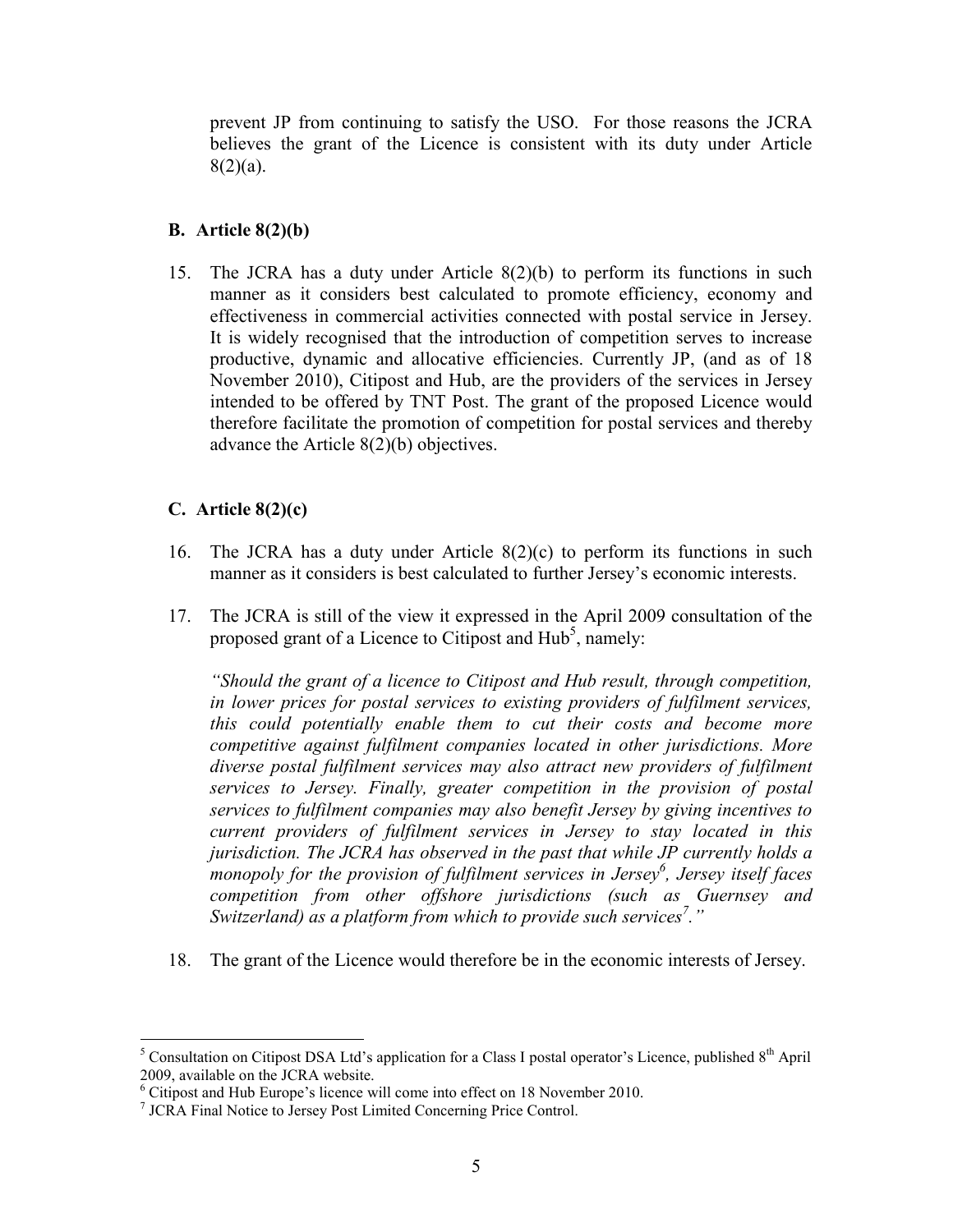prevent JP from continuing to satisfy the USO. For those reasons the JCRA believes the grant of the Licence is consistent with its duty under Article 8(2)(a).

### B. Article 8(2)(b)

15. The JCRA has a duty under Article 8(2)(b) to perform its functions in such manner as it considers best calculated to promote efficiency, economy and effectiveness in commercial activities connected with postal service in Jersey. It is widely recognised that the introduction of competition serves to increase productive, dynamic and allocative efficiencies. Currently JP, (and as of 18 November 2010), Citipost and Hub, are the providers of the services in Jersey intended to be offered by TNT Post. The grant of the proposed Licence would therefore facilitate the promotion of competition for postal services and thereby advance the Article 8(2)(b) objectives.

### C. Article 8(2)(c)

16. The JCRA has a duty under Article 8(2)(c) to perform its functions in such manner as it considers is best calculated to further Jersey's economic interests.

17. The JCRA is still of the view it expressed in the April 2009 consultation of the proposed grant of a Licence to Citipost and Hub[5], namely:

    *"Should the grant of a licence to Citipost and Hub result, through competition, in lower prices for postal services to existing providers of fulfilment services, this could potentially enable them to cut their costs and become more competitive against fulfilment companies located in other jurisdictions. More diverse postal fulfilment services may also attract new providers of fulfilment services to Jersey. Finally, greater competition in the provision of postal services to fulfilment companies may also benefit Jersey by giving incentives to current providers of fulfilment services in Jersey to stay located in this jurisdiction. The JCRA has observed in the past that while JP currently holds a monopoly for the provision of fulfilment services in Jersey[6], Jersey itself faces competition from other offshore jurisdictions (such as Guernsey and Switzerland) as a platform from which to provide such services[7]."*

18. The grant of the Licence would therefore be in the economic interests of Jersey.

---

[5] Consultation on Citipost DSA Ltd's application for a Class I postal operator's Licence, published 8th April 2009, available on the JCRA website.

[6] Citipost and Hub Europe's licence will come into effect on 18 November 2010.

[7] JCRA Final Notice to Jersey Post Limited Concerning Price Control.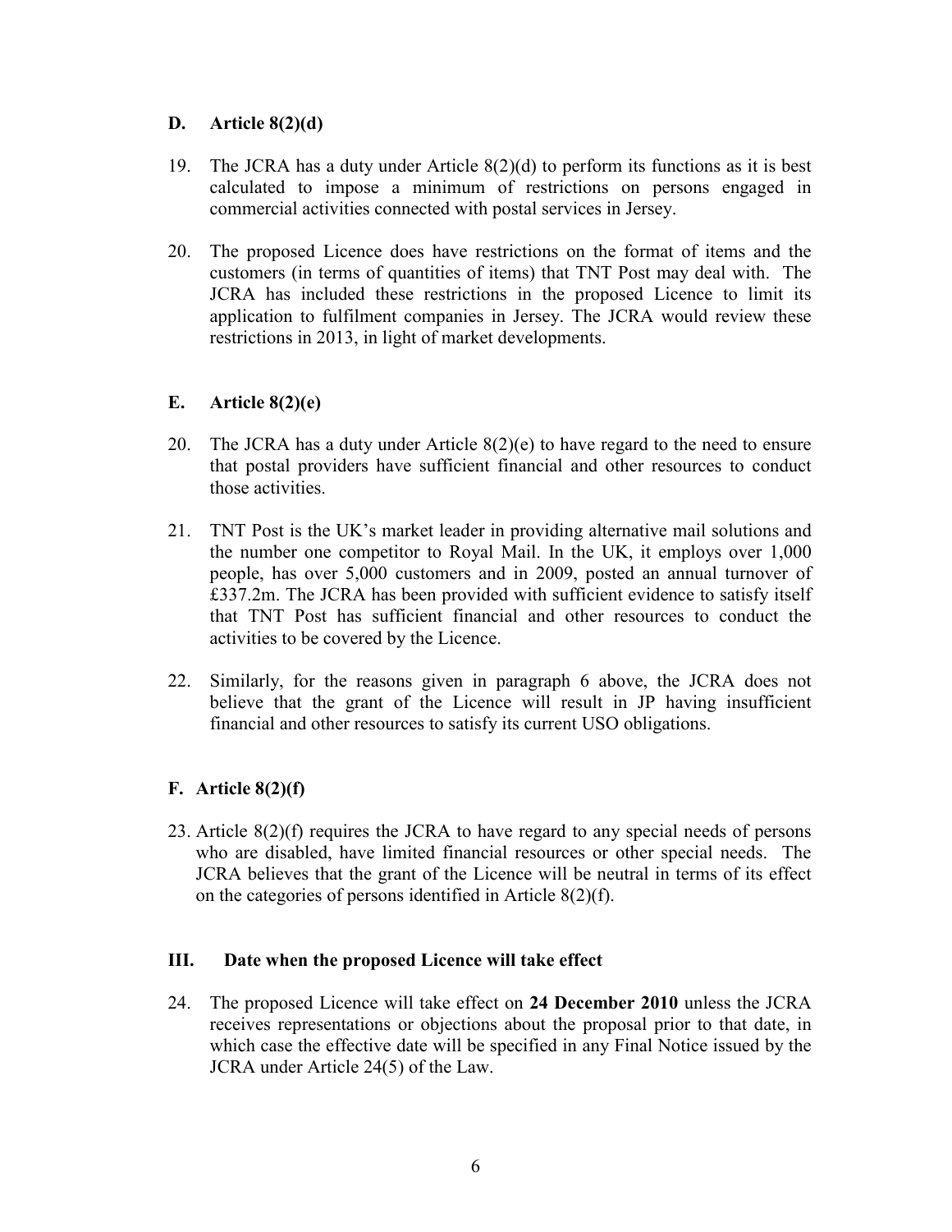### D. Article 8(2)(d)

19. The JCRA has a duty under Article 8(2)(d) to perform its functions as it is best calculated to impose a minimum of restrictions on persons engaged in commercial activities connected with postal services in Jersey.

20. The proposed Licence does have restrictions on the format of items and the customers (in terms of quantities of items) that TNT Post may deal with. The JCRA has included these restrictions in the proposed Licence to limit its application to fulfilment companies in Jersey. The JCRA would review these restrictions in 2013, in light of market developments.

### E. Article 8(2)(e)

20. The JCRA has a duty under Article 8(2)(e) to have regard to the need to ensure that postal providers have sufficient financial and other resources to conduct those activities.

21. TNT Post is the UK's market leader in providing alternative mail solutions and the number one competitor to Royal Mail. In the UK, it employs over 1,000 people, has over 5,000 customers and in 2009, posted an annual turnover of £337.2m. The JCRA has been provided with sufficient evidence to satisfy itself that TNT Post has sufficient financial and other resources to conduct the activities to be covered by the Licence.

22. Similarly, for the reasons given in paragraph 6 above, the JCRA does not believe that the grant of the Licence will result in JP having insufficient financial and other resources to satisfy its current USO obligations.

### F. Article 8(2)(f)

23. Article 8(2)(f) requires the JCRA to have regard to any special needs of persons who are disabled, have limited financial resources or other special needs. The JCRA believes that the grant of the Licence will be neutral in terms of its effect on the categories of persons identified in Article 8(2)(f).

## III. Date when the proposed Licence will take effect

24. The proposed Licence will take effect on **24 December 2010** unless the JCRA receives representations or objections about the proposal prior to that date, in which case the effective date will be specified in any Final Notice issued by the JCRA under Article 24(5) of the Law.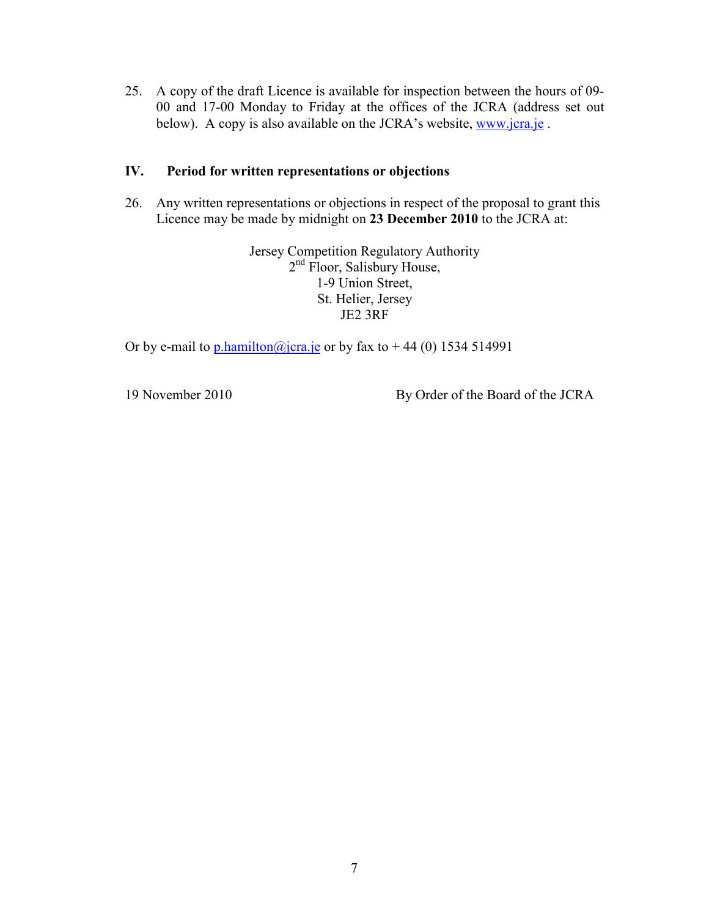25. A copy of the draft Licence is available for inspection between the hours of 09-00 and 17-00 Monday to Friday at the offices of the JCRA (address set out below). A copy is also available on the JCRA's website, www.jcra.je .

## IV. Period for written representations or objections

26. Any written representations or objections in respect of the proposal to grant this Licence may be made by midnight on **23 December 2010** to the JCRA at:

Jersey Competition Regulatory Authority
2nd Floor, Salisbury House,
1-9 Union Street,
St. Helier, Jersey
JE2 3RF

Or by e-mail to p.hamilton@jcra.je or by fax to + 44 (0) 1534 514991

19 November 2010

By Order of the Board of the JCRA